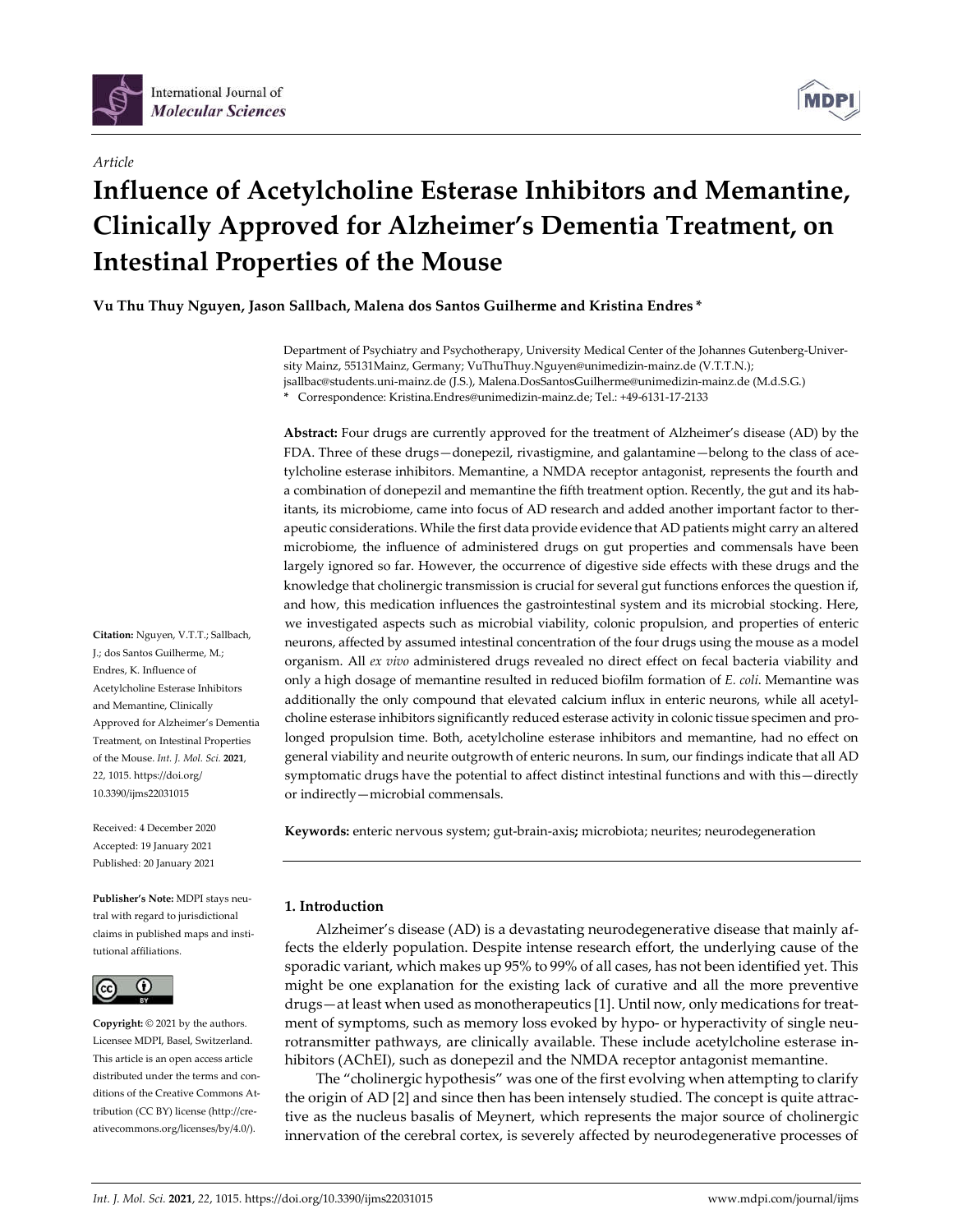*Article*

# Influence of Acetylcholine Esterase Inhibitors and Memantine, Clinically Approved for Alzheimer's Dementia Treatment, on Intestinal Properties of the Mouse

**Vu Thu Thuy Nguyen, Jason Sallbach, Malena dos Santos Guilherme and Kristina Endres ***

Department of Psychiatry and Psychotherapy, University Medical Center of the Johannes Gutenberg-University Mainz, 55131Mainz, Germany; VuThuThuy.Nguyen@unimedizin-mainz.de (V.T.T.N.); jsallbac@students.uni-mainz.de (J.S.), Malena.DosSantosGuilherme@unimedizin-mainz.de (M.d.S.G.)
* Correspondence: Kristina.Endres@unimedizin-mainz.de; Tel.: +49-6131-17-2133

**Abstract:** Four drugs are currently approved for the treatment of Alzheimer's disease (AD) by the FDA. Three of these drugs—donepezil, rivastigmine, and galantamine—belong to the class of acetylcholine esterase inhibitors. Memantine, a NMDA receptor antagonist, represents the fourth and a combination of donepezil and memantine the fifth treatment option. Recently, the gut and its habitants, its microbiome, came into focus of AD research and added another important factor to therapeutic considerations. While the first data provide evidence that AD patients might carry an altered microbiome, the influence of administered drugs on gut properties and commensals have been largely ignored so far. However, the occurrence of digestive side effects with these drugs and the knowledge that cholinergic transmission is crucial for several gut functions enforces the question if, and how, this medication influences the gastrointestinal system and its microbial stocking. Here, we investigated aspects such as microbial viability, colonic propulsion, and properties of enteric neurons, affected by assumed intestinal concentration of the four drugs using the mouse as a model organism. All *ex vivo* administered drugs revealed no direct effect on fecal bacteria viability and only a high dosage of memantine resulted in reduced biofilm formation of *E. coli*. Memantine was additionally the only compound that elevated calcium influx in enteric neurons, while all acetylcholine esterase inhibitors significantly reduced esterase activity in colonic tissue specimen and prolonged propulsion time. Both, acetylcholine esterase inhibitors and memantine, had no effect on general viability and neurite outgrowth of enteric neurons. In sum, our findings indicate that all AD symptomatic drugs have the potential to affect distinct intestinal functions and with this—directly or indirectly—microbial commensals.

**Keywords:** enteric nervous system; gut-brain-axis; microbiota; neurites; neurodegeneration

**Citation:** Nguyen, V.T.T.; Sallbach, J.; dos Santos Guilherme, M.; Endres, K. Influence of Acetylcholine Esterase Inhibitors and Memantine, Clinically Approved for Alzheimer's Dementia Treatment, on Intestinal Properties of the Mouse. *Int. J. Mol. Sci.* **2021**, *22*, 1015. https://doi.org/10.3390/ijms22031015

Received: 4 December 2020
Accepted: 19 January 2021
Published: 20 January 2021

**Publisher's Note:** MDPI stays neutral with regard to jurisdictional claims in published maps and institutional affiliations.

**Copyright:** © 2021 by the authors. Licensee MDPI, Basel, Switzerland. This article is an open access article distributed under the terms and conditions of the Creative Commons Attribution (CC BY) license (http://creativecommons.org/licenses/by/4.0/).

## 1. Introduction

Alzheimer's disease (AD) is a devastating neurodegenerative disease that mainly affects the elderly population. Despite intense research effort, the underlying cause of the sporadic variant, which makes up 95% to 99% of all cases, has not been identified yet. This might be one explanation for the existing lack of curative and all the more preventive drugs—at least when used as monotherapeutics [1]. Until now, only medications for treatment of symptoms, such as memory loss evoked by hypo- or hyperactivity of single neurotransmitter pathways, are clinically available. These include acetylcholine esterase inhibitors (AChEI), such as donepezil and the NMDA receptor antagonist memantine.

The "cholinergic hypothesis" was one of the first evolving when attempting to clarify the origin of AD [2] and since then has been intensely studied. The concept is quite attractive as the nucleus basalis of Meynert, which represents the major source of cholinergic innervation of the cerebral cortex, is severely affected by neurodegenerative processes of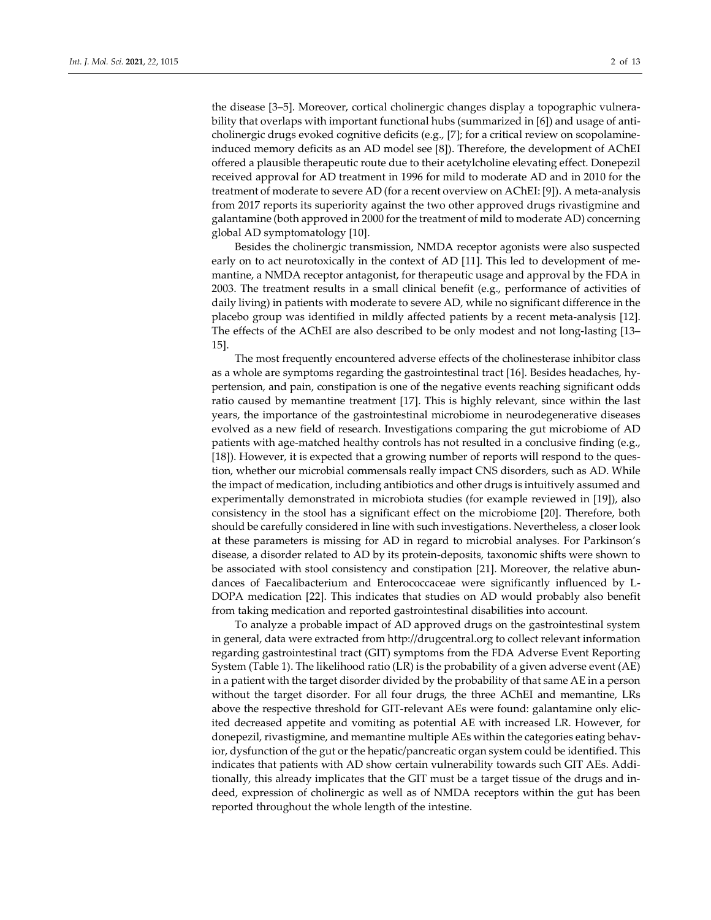the disease [3–5]. Moreover, cortical cholinergic changes display a topographic vulnerability that overlaps with important functional hubs (summarized in [6]) and usage of anticholinergic drugs evoked cognitive deficits (e.g., [7]; for a critical review on scopolamine-induced memory deficits as an AD model see [8]). Therefore, the development of AChEI offered a plausible therapeutic route due to their acetylcholine elevating effect. Donepezil received approval for AD treatment in 1996 for mild to moderate AD and in 2010 for the treatment of moderate to severe AD (for a recent overview on AChEI: [9]). A meta-analysis from 2017 reports its superiority against the two other approved drugs rivastigmine and galantamine (both approved in 2000 for the treatment of mild to moderate AD) concerning global AD symptomatology [10].

Besides the cholinergic transmission, NMDA receptor agonists were also suspected early on to act neurotoxically in the context of AD [11]. This led to development of memantine, a NMDA receptor antagonist, for therapeutic usage and approval by the FDA in 2003. The treatment results in a small clinical benefit (e.g., performance of activities of daily living) in patients with moderate to severe AD, while no significant difference in the placebo group was identified in mildly affected patients by a recent meta-analysis [12]. The effects of the AChEI are also described to be only modest and not long-lasting [13–15].

The most frequently encountered adverse effects of the cholinesterase inhibitor class as a whole are symptoms regarding the gastrointestinal tract [16]. Besides headaches, hypertension, and pain, constipation is one of the negative events reaching significant odds ratio caused by memantine treatment [17]. This is highly relevant, since within the last years, the importance of the gastrointestinal microbiome in neurodegenerative diseases evolved as a new field of research. Investigations comparing the gut microbiome of AD patients with age-matched healthy controls has not resulted in a conclusive finding (e.g., [18]). However, it is expected that a growing number of reports will respond to the question, whether our microbial commensals really impact CNS disorders, such as AD. While the impact of medication, including antibiotics and other drugs is intuitively assumed and experimentally demonstrated in microbiota studies (for example reviewed in [19]), also consistency in the stool has a significant effect on the microbiome [20]. Therefore, both should be carefully considered in line with such investigations. Nevertheless, a closer look at these parameters is missing for AD in regard to microbial analyses. For Parkinson's disease, a disorder related to AD by its protein-deposits, taxonomic shifts were shown to be associated with stool consistency and constipation [21]. Moreover, the relative abundances of Faecalibacterium and Enterococcaceae were significantly influenced by L-DOPA medication [22]. This indicates that studies on AD would probably also benefit from taking medication and reported gastrointestinal disabilities into account.

To analyze a probable impact of AD approved drugs on the gastrointestinal system in general, data were extracted from http://drugcentral.org to collect relevant information regarding gastrointestinal tract (GIT) symptoms from the FDA Adverse Event Reporting System (Table 1). The likelihood ratio (LR) is the probability of a given adverse event (AE) in a patient with the target disorder divided by the probability of that same AE in a person without the target disorder. For all four drugs, the three AChEI and memantine, LRs above the respective threshold for GIT-relevant AEs were found: galantamine only elicited decreased appetite and vomiting as potential AE with increased LR. However, for donepezil, rivastigmine, and memantine multiple AEs within the categories eating behavior, dysfunction of the gut or the hepatic/pancreatic organ system could be identified. This indicates that patients with AD show certain vulnerability towards such GIT AEs. Additionally, this already implicates that the GIT must be a target tissue of the drugs and indeed, expression of cholinergic as well as of NMDA receptors within the gut has been reported throughout the whole length of the intestine.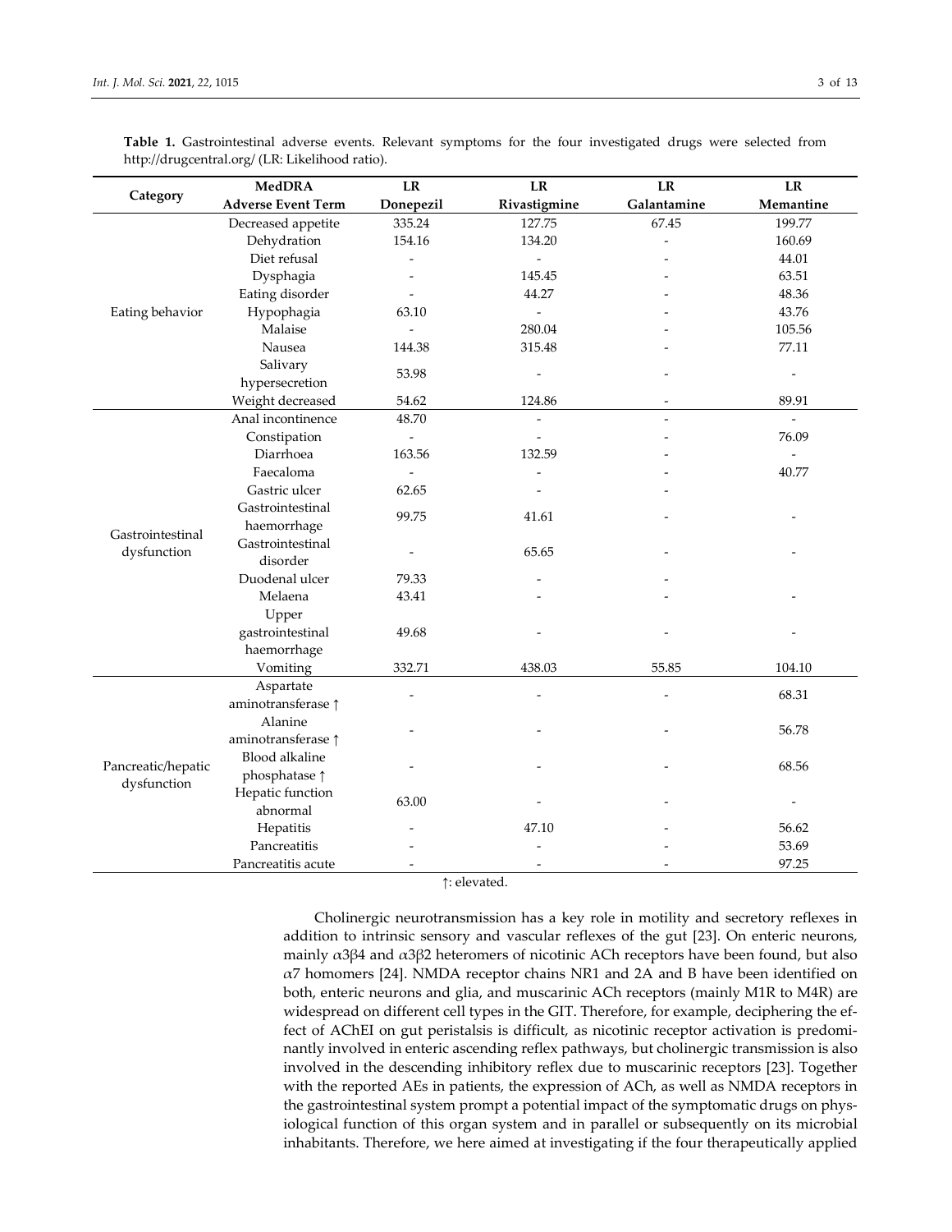**Table 1.** Gastrointestinal adverse events. Relevant symptoms for the four investigated drugs were selected from http://drugcentral.org/ (LR: Likelihood ratio).

| Category | MedDRA Adverse Event Term | LR Donepezil | LR Rivastigmine | LR Galantamine | LR Memantine |
|---|---|---|---|---|---|
| Eating behavior | Decreased appetite | 335.24 | 127.75 | 67.45 | 199.77 |
| | Dehydration | 154.16 | 134.20 | - | 160.69 |
| | Diet refusal | - | - | - | 44.01 |
| | Dysphagia | - | 145.45 | - | 63.51 |
| | Eating disorder | - | 44.27 | - | 48.36 |
| | Hypophagia | 63.10 | - | - | 43.76 |
| | Malaise | - | 280.04 | - | 105.56 |
| | Nausea | 144.38 | 315.48 | - | 77.11 |
| | Salivary hypersecretion | 53.98 | - | - | - |
| | Weight decreased | 54.62 | 124.86 | - | 89.91 |
| Gastrointestinal dysfunction | Anal incontinence | 48.70 | - | - | - |
| | Constipation | - | - | - | 76.09 |
| | Diarrhoea | 163.56 | 132.59 | - | - |
| | Faecaloma | - | - | - | 40.77 |
| | Gastric ulcer | 62.65 | - | - | |
| | Gastrointestinal haemorrhage | 99.75 | 41.61 | - | - |
| | Gastrointestinal disorder | - | 65.65 | - | - |
| | Duodenal ulcer | 79.33 | - | - | |
| | Melaena | 43.41 | - | - | - |
| | Upper gastrointestinal haemorrhage | 49.68 | - | - | - |
| | Vomiting | 332.71 | 438.03 | 55.85 | 104.10 |
| Pancreatic/hepatic dysfunction | Aspartate aminotransferase ↑ | - | - | - | 68.31 |
| | Alanine aminotransferase ↑ | - | - | - | 56.78 |
| | Blood alkaline phosphatase ↑ | - | - | - | 68.56 |
| | Hepatic function abnormal | 63.00 | - | - | - |
| | Hepatitis | - | 47.10 | - | 56.62 |
| | Pancreatitis | - | - | - | 53.69 |
| | Pancreatitis acute | - | - | - | 97.25 |

↑: elevated.

Cholinergic neurotransmission has a key role in motility and secretory reflexes in addition to intrinsic sensory and vascular reflexes of the gut [23]. On enteric neurons, mainly α3β4 and α3β2 heteromers of nicotinic ACh receptors have been found, but also α7 homomers [24]. NMDA receptor chains NR1 and 2A and B have been identified on both, enteric neurons and glia, and muscarinic ACh receptors (mainly M1R to M4R) are widespread on different cell types in the GIT. Therefore, for example, deciphering the effect of AChEI on gut peristalsis is difficult, as nicotinic receptor activation is predominantly involved in enteric ascending reflex pathways, but cholinergic transmission is also involved in the descending inhibitory reflex due to muscarinic receptors [23]. Together with the reported AEs in patients, the expression of ACh, as well as NMDA receptors in the gastrointestinal system prompt a potential impact of the symptomatic drugs on physiological function of this organ system and in parallel or subsequently on its microbial inhabitants. Therefore, we here aimed at investigating if the four therapeutically applied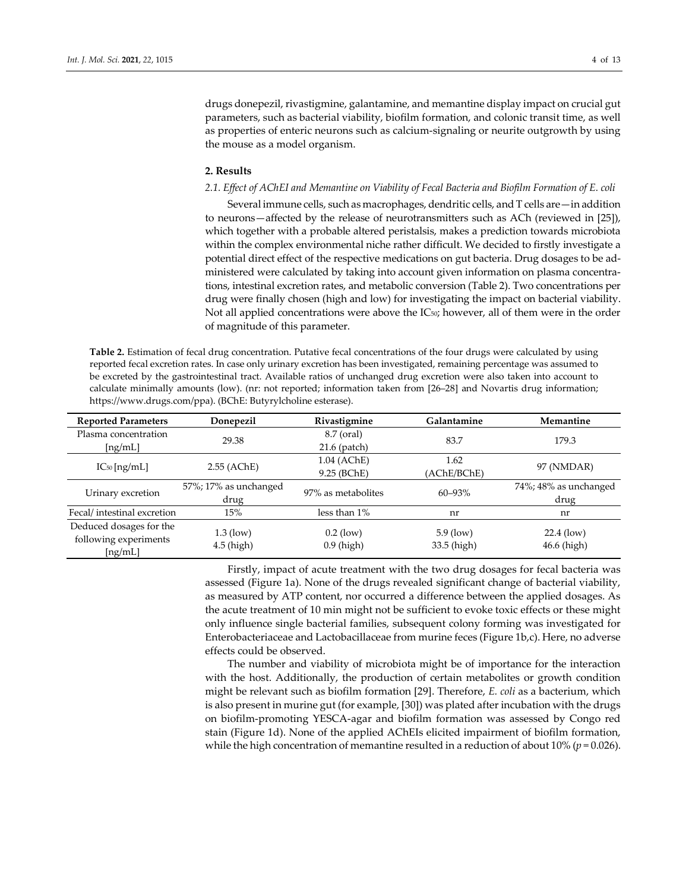drugs donepezil, rivastigmine, galantamine, and memantine display impact on crucial gut parameters, such as bacterial viability, biofilm formation, and colonic transit time, as well as properties of enteric neurons such as calcium-signaling or neurite outgrowth by using the mouse as a model organism.

## 2. Results

### 2.1. Effect of AChEI and Memantine on Viability of Fecal Bacteria and Biofilm Formation of E. coli

Several immune cells, such as macrophages, dendritic cells, and T cells are—in addition to neurons—affected by the release of neurotransmitters such as ACh (reviewed in [25]), which together with a probable altered peristalsis, makes a prediction towards microbiota within the complex environmental niche rather difficult. We decided to firstly investigate a potential direct effect of the respective medications on gut bacteria. Drug dosages to be administered were calculated by taking into account given information on plasma concentrations, intestinal excretion rates, and metabolic conversion (Table 2). Two concentrations per drug were finally chosen (high and low) for investigating the impact on bacterial viability. Not all applied concentrations were above the $IC_{50}$; however, all of them were in the order of magnitude of this parameter.

**Table 2.** Estimation of fecal drug concentration. Putative fecal concentrations of the four drugs were calculated by using reported fecal excretion rates. In case only urinary excretion has been investigated, remaining percentage was assumed to be excreted by the gastrointestinal tract. Available ratios of unchanged drug excretion were also taken into account to calculate minimally amounts (low). (nr: not reported; information taken from [26–28] and Novartis drug information; https://www.drugs.com/ppa). (BChE: Butyrylcholine esterase).

| Reported Parameters | Donepezil | Rivastigmine | Galantamine | Memantine |
|---|---|---|---|---|
| Plasma concentration [ng/mL] | 29.38 | 8.7 (oral) 21.6 (patch) | 83.7 | 179.3 |
| $IC_{50}$ [ng/mL] | 2.55 (AChE) | 1.04 (AChE) 9.25 (BChE) | 1.62 (AChE/BChE) | 97 (NMDAR) |
| Urinary excretion | 57%; 17% as unchanged drug | 97% as metabolites | 60–93% | 74%; 48% as unchanged drug |
| Fecal/ intestinal excretion | 15% | less than 1% | nr | nr |
| Deduced dosages for the following experiments [ng/mL] | 1.3 (low) 4.5 (high) | 0.2 (low) 0.9 (high) | 5.9 (low) 33.5 (high) | 22.4 (low) 46.6 (high) |

Firstly, impact of acute treatment with the two drug dosages for fecal bacteria was assessed (Figure 1a). None of the drugs revealed significant change of bacterial viability, as measured by ATP content, nor occurred a difference between the applied dosages. As the acute treatment of 10 min might not be sufficient to evoke toxic effects or these might only influence single bacterial families, subsequent colony forming was investigated for Enterobacteriaceae and Lactobacillaceae from murine feces (Figure 1b,c). Here, no adverse effects could be observed.

The number and viability of microbiota might be of importance for the interaction with the host. Additionally, the production of certain metabolites or growth condition might be relevant such as biofilm formation [29]. Therefore, *E. coli* as a bacterium, which is also present in murine gut (for example, [30]) was plated after incubation with the drugs on biofilm-promoting YESCA-agar and biofilm formation was assessed by Congo red stain (Figure 1d). None of the applied AChEIs elicited impairment of biofilm formation, while the high concentration of memantine resulted in a reduction of about 10% ($p = 0.026$).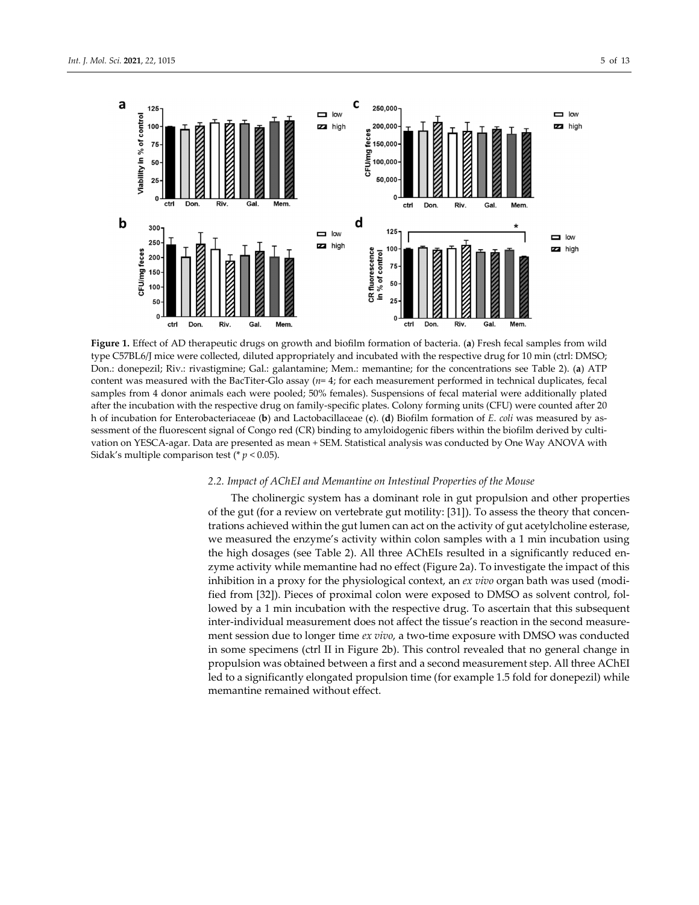**Figure 1.** Effect of AD therapeutic drugs on growth and biofilm formation of bacteria. (**a**) Fresh fecal samples from wild type C57BL6/J mice were collected, diluted appropriately and incubated with the respective drug for 10 min (ctrl: DMSO; Don.: donepezil; Riv.: rivastigmine; Gal.: galantamine; Mem.: memantine; for the concentrations see Table 2). (**a**) ATP content was measured with the BacTiter-Glo assay ($n = 4$; for each measurement performed in technical duplicates, fecal samples from 4 donor animals each were pooled; 50% females). Suspensions of fecal material were additionally plated after the incubation with the respective drug on family-specific plates. Colony forming units (CFU) were counted after 20 h of incubation for Enterobacteriaceae (**b**) and Lactobacillaceae (**c**). (**d**) Biofilm formation of *E. coli* was measured by assessment of the fluorescent signal of Congo red (CR) binding to amyloidogenic fibers within the biofilm derived by cultivation on YESCA-agar. Data are presented as mean + SEM. Statistical analysis was conducted by One Way ANOVA with Sidak's multiple comparison test (* $p < 0.05$).

### 2.2. Impact of AChEI and Memantine on Intestinal Properties of the Mouse

The cholinergic system has a dominant role in gut propulsion and other properties of the gut (for a review on vertebrate gut motility: [31]). To assess the theory that concentrations achieved within the gut lumen can act on the activity of gut acetylcholine esterase, we measured the enzyme's activity within colon samples with a 1 min incubation using the high dosages (see Table 2). All three AChEIs resulted in a significantly reduced enzyme activity while memantine had no effect (Figure 2a). To investigate the impact of this inhibition in a proxy for the physiological context, an *ex vivo* organ bath was used (modified from [32]). Pieces of proximal colon were exposed to DMSO as solvent control, followed by a 1 min incubation with the respective drug. To ascertain that this subsequent inter-individual measurement does not affect the tissue's reaction in the second measurement session due to longer time *ex vivo*, a two-time exposure with DMSO was conducted in some specimens (ctrl II in Figure 2b). This control revealed that no general change in propulsion was obtained between a first and a second measurement step. All three AChEI led to a significantly elongated propulsion time (for example 1.5 fold for donepezil) while memantine remained without effect.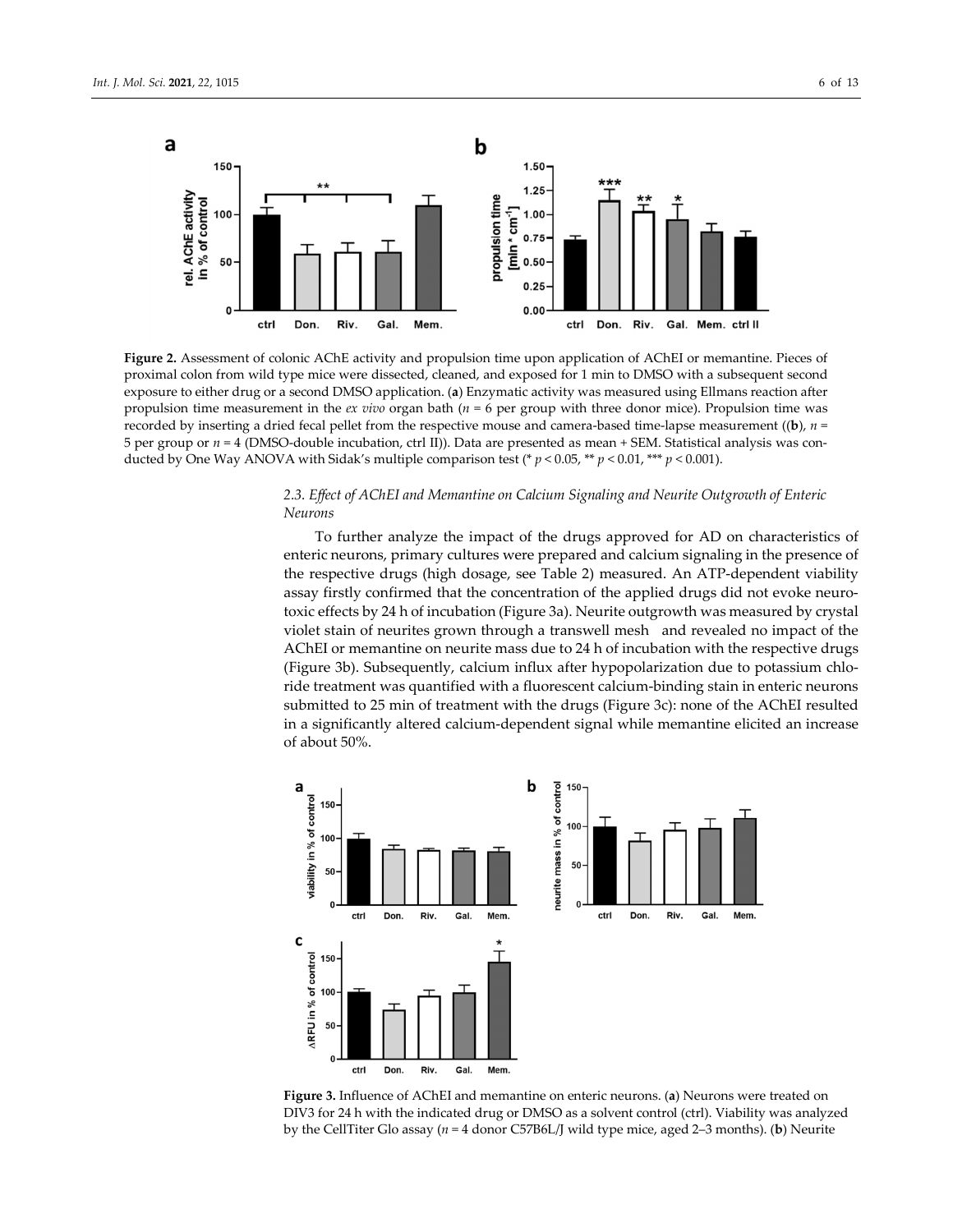**Figure 2.** Assessment of colonic AChE activity and propulsion time upon application of AChEI or memantine. Pieces of proximal colon from wild type mice were dissected, cleaned, and exposed for 1 min to DMSO with a subsequent second exposure to either drug or a second DMSO application. (**a**) Enzymatic activity was measured using Ellmans reaction after propulsion time measurement in the *ex vivo* organ bath ($n = 6$ per group with three donor mice). Propulsion time was recorded by inserting a dried fecal pellet from the respective mouse and camera-based time-lapse measurement ((**b**), $n = 5$ per group or $n = 4$ (DMSO-double incubation, ctrl II)). Data are presented as mean + SEM. Statistical analysis was conducted by One Way ANOVA with Sidak's multiple comparison test (* $p < 0.05$, ** $p < 0.01$, *** $p < 0.001$).

### 2.3. Effect of AChEI and Memantine on Calcium Signaling and Neurite Outgrowth of Enteric Neurons

To further analyze the impact of the drugs approved for AD on characteristics of enteric neurons, primary cultures were prepared and calcium signaling in the presence of the respective drugs (high dosage, see Table 2) measured. An ATP-dependent viability assay firstly confirmed that the concentration of the applied drugs did not evoke neurotoxic effects by 24 h of incubation (Figure 3a). Neurite outgrowth was measured by crystal violet stain of neurites grown through a transwell mesh and revealed no impact of the AChEI or memantine on neurite mass due to 24 h of incubation with the respective drugs (Figure 3b). Subsequently, calcium influx after hypopolarization due to potassium chloride treatment was quantified with a fluorescent calcium-binding stain in enteric neurons submitted to 25 min of treatment with the drugs (Figure 3c): none of the AChEI resulted in a significantly altered calcium-dependent signal while memantine elicited an increase of about 50%.

**Figure 3.** Influence of AChEI and memantine on enteric neurons. (**a**) Neurons were treated on DIV3 for 24 h with the indicated drug or DMSO as a solvent control (ctrl). Viability was analyzed by the CellTiter Glo assay ($n = 4$ donor C57B6L/J wild type mice, aged 2–3 months). (**b**) Neurite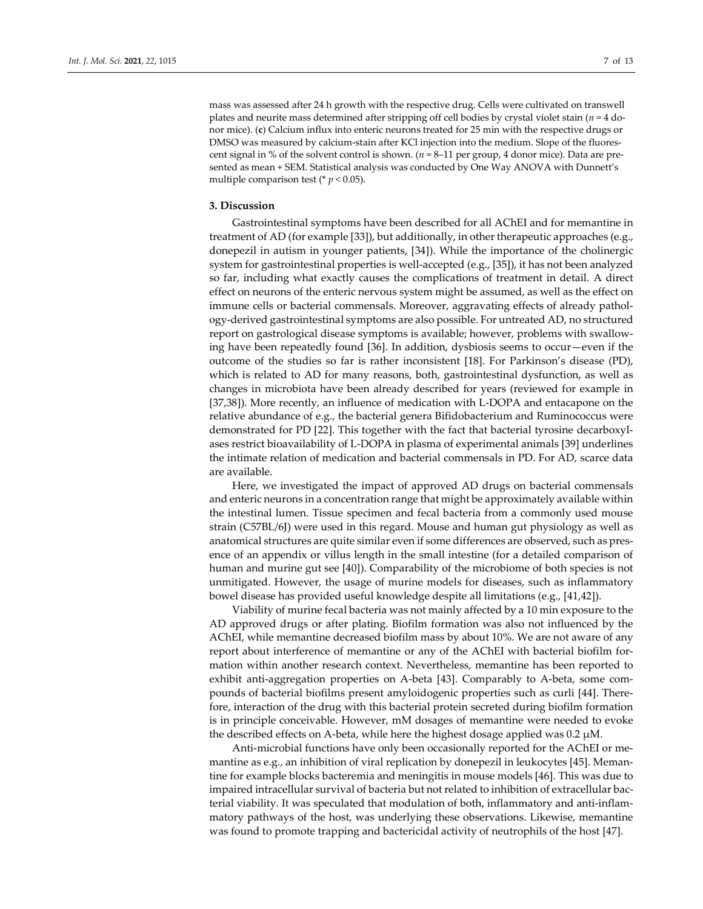mass was assessed after 24 h growth with the respective drug. Cells were cultivated on transwell plates and neurite mass determined after stripping off cell bodies by crystal violet stain ($n = 4$ donor mice). (**c**) Calcium influx into enteric neurons treated for 25 min with the respective drugs or DMSO was measured by calcium-stain after KCl injection into the medium. Slope of the fluorescent signal in % of the solvent control is shown. ($n = 8$–11 per group, 4 donor mice). Data are presented as mean + SEM. Statistical analysis was conducted by One Way ANOVA with Dunnett's multiple comparison test (* $p < 0.05$).

## 3. Discussion

Gastrointestinal symptoms have been described for all AChEI and for memantine in treatment of AD (for example [33]), but additionally, in other therapeutic approaches (e.g., donepezil in autism in younger patients, [34]). While the importance of the cholinergic system for gastrointestinal properties is well-accepted (e.g., [35]), it has not been analyzed so far, including what exactly causes the complications of treatment in detail. A direct effect on neurons of the enteric nervous system might be assumed, as well as the effect on immune cells or bacterial commensals. Moreover, aggravating effects of already pathology-derived gastrointestinal symptoms are also possible. For untreated AD, no structured report on gastrological disease symptoms is available; however, problems with swallowing have been repeatedly found [36]. In addition, dysbiosis seems to occur—even if the outcome of the studies so far is rather inconsistent [18]. For Parkinson's disease (PD), which is related to AD for many reasons, both, gastrointestinal dysfunction, as well as changes in microbiota have been already described for years (reviewed for example in [37,38]). More recently, an influence of medication with L-DOPA and entacapone on the relative abundance of e.g., the bacterial genera Bifidobacterium and Ruminococcus were demonstrated for PD [22]. This together with the fact that bacterial tyrosine decarboxylases restrict bioavailability of L-DOPA in plasma of experimental animals [39] underlines the intimate relation of medication and bacterial commensals in PD. For AD, scarce data are available.

Here, we investigated the impact of approved AD drugs on bacterial commensals and enteric neurons in a concentration range that might be approximately available within the intestinal lumen. Tissue specimen and fecal bacteria from a commonly used mouse strain (C57BL/6J) were used in this regard. Mouse and human gut physiology as well as anatomical structures are quite similar even if some differences are observed, such as presence of an appendix or villus length in the small intestine (for a detailed comparison of human and murine gut see [40]). Comparability of the microbiome of both species is not unmitigated. However, the usage of murine models for diseases, such as inflammatory bowel disease has provided useful knowledge despite all limitations (e.g., [41,42]).

Viability of murine fecal bacteria was not mainly affected by a 10 min exposure to the AD approved drugs or after plating. Biofilm formation was also not influenced by the AChEI, while memantine decreased biofilm mass by about 10%. We are not aware of any report about interference of memantine or any of the AChEI with bacterial biofilm formation within another research context. Nevertheless, memantine has been reported to exhibit anti-aggregation properties on A-beta [43]. Comparably to A-beta, some compounds of bacterial biofilms present amyloidogenic properties such as curli [44]. Therefore, interaction of the drug with this bacterial protein secreted during biofilm formation is in principle conceivable. However, mM dosages of memantine were needed to evoke the described effects on A-beta, while here the highest dosage applied was 0.2 μM.

Anti-microbial functions have only been occasionally reported for the AChEI or memantine as e.g., an inhibition of viral replication by donepezil in leukocytes [45]. Memantine for example blocks bacteremia and meningitis in mouse models [46]. This was due to impaired intracellular survival of bacteria but not related to inhibition of extracellular bacterial viability. It was speculated that modulation of both, inflammatory and anti-inflammatory pathways of the host, was underlying these observations. Likewise, memantine was found to promote trapping and bactericidal activity of neutrophils of the host [47].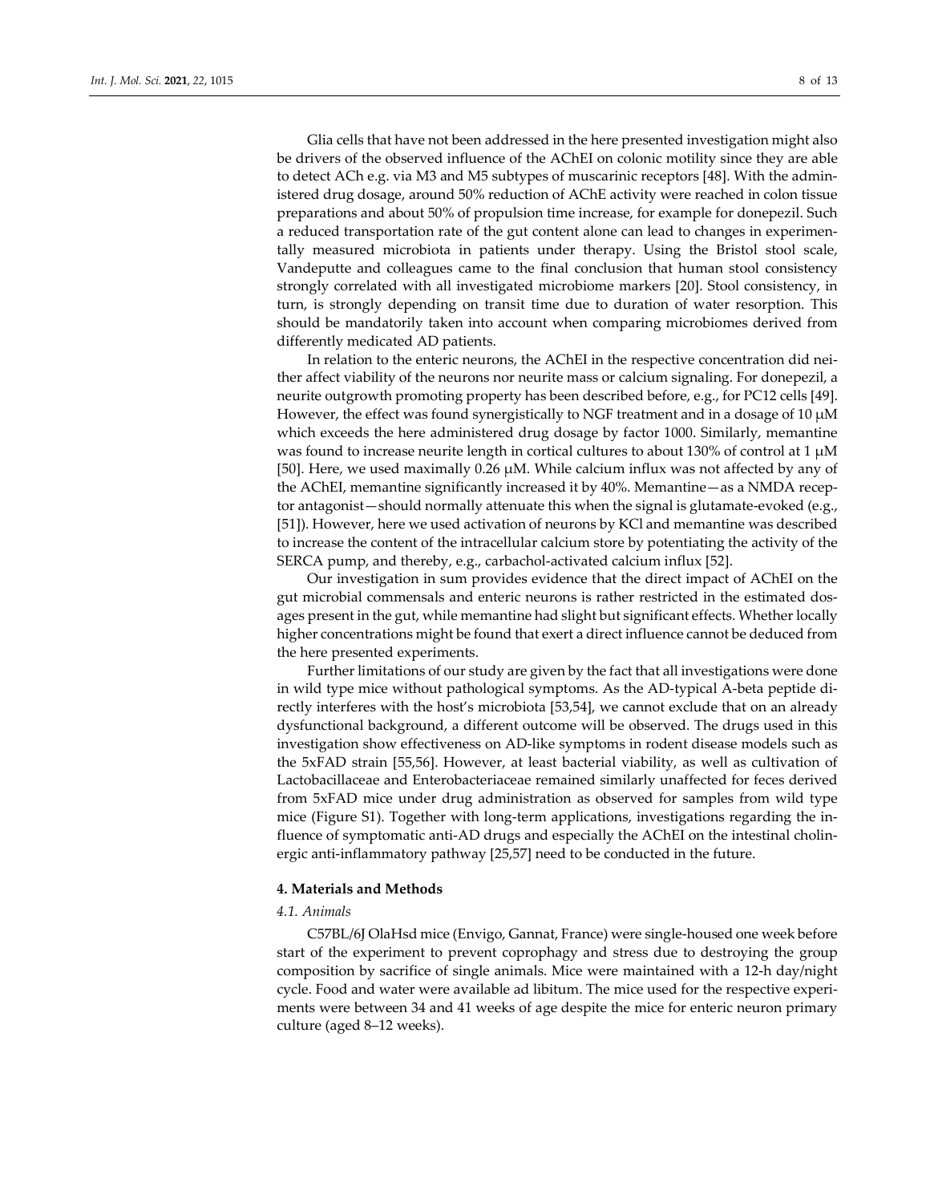Glia cells that have not been addressed in the here presented investigation might also be drivers of the observed influence of the AChEI on colonic motility since they are able to detect ACh e.g. via M3 and M5 subtypes of muscarinic receptors [48]. With the administered drug dosage, around 50% reduction of AChE activity were reached in colon tissue preparations and about 50% of propulsion time increase, for example for donepezil. Such a reduced transportation rate of the gut content alone can lead to changes in experimentally measured microbiota in patients under therapy. Using the Bristol stool scale, Vandeputte and colleagues came to the final conclusion that human stool consistency strongly correlated with all investigated microbiome markers [20]. Stool consistency, in turn, is strongly depending on transit time due to duration of water resorption. This should be mandatorily taken into account when comparing microbiomes derived from differently medicated AD patients.

In relation to the enteric neurons, the AChEI in the respective concentration did neither affect viability of the neurons nor neurite mass or calcium signaling. For donepezil, a neurite outgrowth promoting property has been described before, e.g., for PC12 cells [49]. However, the effect was found synergistically to NGF treatment and in a dosage of 10 μM which exceeds the here administered drug dosage by factor 1000. Similarly, memantine was found to increase neurite length in cortical cultures to about 130% of control at 1 μM [50]. Here, we used maximally 0.26 μM. While calcium influx was not affected by any of the AChEI, memantine significantly increased it by 40%. Memantine—as a NMDA receptor antagonist—should normally attenuate this when the signal is glutamate-evoked (e.g., [51]). However, here we used activation of neurons by KCl and memantine was described to increase the content of the intracellular calcium store by potentiating the activity of the SERCA pump, and thereby, e.g., carbachol-activated calcium influx [52].

Our investigation in sum provides evidence that the direct impact of AChEI on the gut microbial commensals and enteric neurons is rather restricted in the estimated dosages present in the gut, while memantine had slight but significant effects. Whether locally higher concentrations might be found that exert a direct influence cannot be deduced from the here presented experiments.

Further limitations of our study are given by the fact that all investigations were done in wild type mice without pathological symptoms. As the AD-typical A-beta peptide directly interferes with the host's microbiota [53,54], we cannot exclude that on an already dysfunctional background, a different outcome will be observed. The drugs used in this investigation show effectiveness on AD-like symptoms in rodent disease models such as the 5xFAD strain [55,56]. However, at least bacterial viability, as well as cultivation of Lactobacillaceae and Enterobacteriaceae remained similarly unaffected for feces derived from 5xFAD mice under drug administration as observed for samples from wild type mice (Figure S1). Together with long-term applications, investigations regarding the influence of symptomatic anti-AD drugs and especially the AChEI on the intestinal cholinergic anti-inflammatory pathway [25,57] need to be conducted in the future.

## 4. Materials and Methods

### *4.1. Animals*

C57BL/6J OlaHsd mice (Envigo, Gannat, France) were single-housed one week before start of the experiment to prevent coprophagy and stress due to destroying the group composition by sacrifice of single animals. Mice were maintained with a 12-h day/night cycle. Food and water were available ad libitum. The mice used for the respective experiments were between 34 and 41 weeks of age despite the mice for enteric neuron primary culture (aged 8–12 weeks).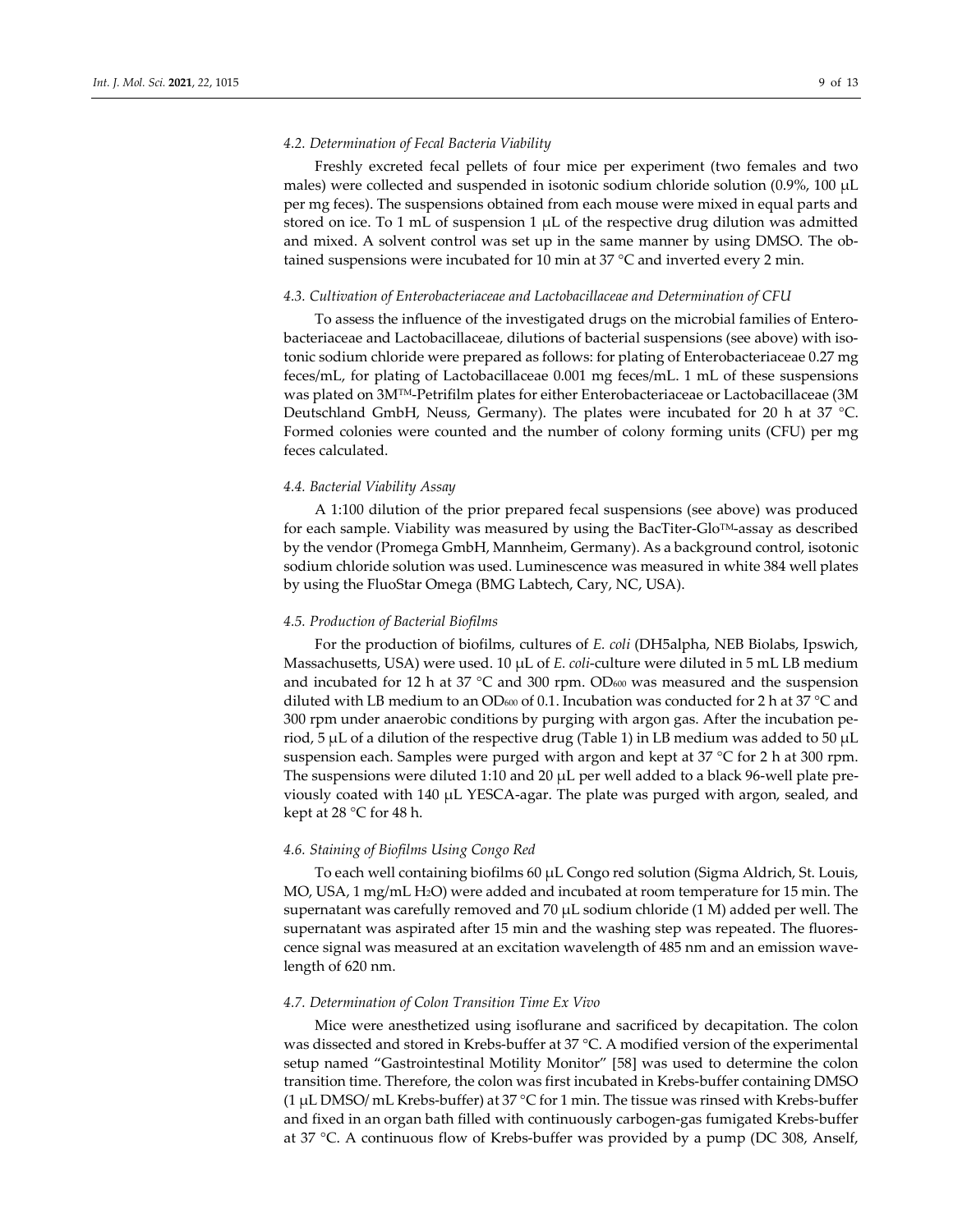### 4.2. Determination of Fecal Bacteria Viability

Freshly excreted fecal pellets of four mice per experiment (two females and two males) were collected and suspended in isotonic sodium chloride solution (0.9%, 100 µL per mg feces). The suspensions obtained from each mouse were mixed in equal parts and stored on ice. To 1 mL of suspension 1 µL of the respective drug dilution was admitted and mixed. A solvent control was set up in the same manner by using DMSO. The obtained suspensions were incubated for 10 min at 37 °C and inverted every 2 min.

### 4.3. Cultivation of Enterobacteriaceae and Lactobacillaceae and Determination of CFU

To assess the influence of the investigated drugs on the microbial families of Enterobacteriaceae and Lactobacillaceae, dilutions of bacterial suspensions (see above) with isotonic sodium chloride were prepared as follows: for plating of Enterobacteriaceae 0.27 mg feces/mL, for plating of Lactobacillaceae 0.001 mg feces/mL. 1 mL of these suspensions was plated on 3M™-Petrifilm plates for either Enterobacteriaceae or Lactobacillaceae (3M Deutschland GmbH, Neuss, Germany). The plates were incubated for 20 h at 37 °C. Formed colonies were counted and the number of colony forming units (CFU) per mg feces calculated.

### 4.4. Bacterial Viability Assay

A 1:100 dilution of the prior prepared fecal suspensions (see above) was produced for each sample. Viability was measured by using the BacTiter-Glo™-assay as described by the vendor (Promega GmbH, Mannheim, Germany). As a background control, isotonic sodium chloride solution was used. Luminescence was measured in white 384 well plates by using the FluoStar Omega (BMG Labtech, Cary, NC, USA).

### 4.5. Production of Bacterial Biofilms

For the production of biofilms, cultures of *E. coli* (DH5alpha, NEB Biolabs, Ipswich, Massachusetts, USA) were used. 10 µL of *E. coli*-culture were diluted in 5 mL LB medium and incubated for 12 h at 37 °C and 300 rpm. $OD_{600}$ was measured and the suspension diluted with LB medium to an $OD_{600}$ of 0.1. Incubation was conducted for 2 h at 37 °C and 300 rpm under anaerobic conditions by purging with argon gas. After the incubation period, 5 µL of a dilution of the respective drug (Table 1) in LB medium was added to 50 µL suspension each. Samples were purged with argon and kept at 37 °C for 2 h at 300 rpm. The suspensions were diluted 1:10 and 20 µL per well added to a black 96-well plate previously coated with 140 µL YESCA-agar. The plate was purged with argon, sealed, and kept at 28 °C for 48 h.

### 4.6. Staining of Biofilms Using Congo Red

To each well containing biofilms 60 µL Congo red solution (Sigma Aldrich, St. Louis, MO, USA, 1 mg/mL $H_2O$) were added and incubated at room temperature for 15 min. The supernatant was carefully removed and 70 µL sodium chloride (1 M) added per well. The supernatant was aspirated after 15 min and the washing step was repeated. The fluorescence signal was measured at an excitation wavelength of 485 nm and an emission wavelength of 620 nm.

### 4.7. Determination of Colon Transition Time Ex Vivo

Mice were anesthetized using isoflurane and sacrificed by decapitation. The colon was dissected and stored in Krebs-buffer at 37 °C. A modified version of the experimental setup named "Gastrointestinal Motility Monitor" [58] was used to determine the colon transition time. Therefore, the colon was first incubated in Krebs-buffer containing DMSO (1 µL DMSO/ mL Krebs-buffer) at 37 °C for 1 min. The tissue was rinsed with Krebs-buffer and fixed in an organ bath filled with continuously carbogen-gas fumigated Krebs-buffer at 37 °C. A continuous flow of Krebs-buffer was provided by a pump (DC 308, Anself,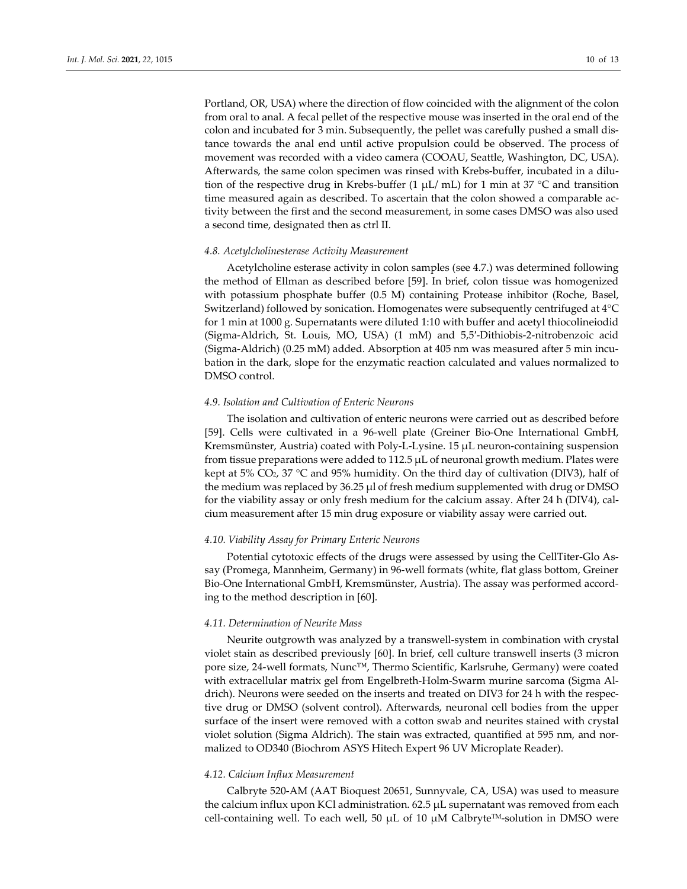Portland, OR, USA) where the direction of flow coincided with the alignment of the colon from oral to anal. A fecal pellet of the respective mouse was inserted in the oral end of the colon and incubated for 3 min. Subsequently, the pellet was carefully pushed a small distance towards the anal end until active propulsion could be observed. The process of movement was recorded with a video camera (COOAU, Seattle, Washington, DC, USA). Afterwards, the same colon specimen was rinsed with Krebs-buffer, incubated in a dilution of the respective drug in Krebs-buffer (1 μL/ mL) for 1 min at 37 °C and transition time measured again as described. To ascertain that the colon showed a comparable activity between the first and the second measurement, in some cases DMSO was also used a second time, designated then as ctrl II.

### *4.8. Acetylcholinesterase Activity Measurement*

Acetylcholine esterase activity in colon samples (see 4.7.) was determined following the method of Ellman as described before [59]. In brief, colon tissue was homogenized with potassium phosphate buffer (0.5 M) containing Protease inhibitor (Roche, Basel, Switzerland) followed by sonication. Homogenates were subsequently centrifuged at 4°C for 1 min at 1000 g. Supernatants were diluted 1:10 with buffer and acetyl thiocolineiodid (Sigma-Aldrich, St. Louis, MO, USA) (1 mM) and 5,5′-Dithiobis-2-nitrobenzoic acid (Sigma-Aldrich) (0.25 mM) added. Absorption at 405 nm was measured after 5 min incubation in the dark, slope for the enzymatic reaction calculated and values normalized to DMSO control.

### *4.9. Isolation and Cultivation of Enteric Neurons*

The isolation and cultivation of enteric neurons were carried out as described before [59]. Cells were cultivated in a 96-well plate (Greiner Bio-One International GmbH, Kremsmünster, Austria) coated with Poly-L-Lysine. 15 μL neuron-containing suspension from tissue preparations were added to 112.5 μL of neuronal growth medium. Plates were kept at 5% $CO_2$, 37 °C and 95% humidity. On the third day of cultivation (DIV3), half of the medium was replaced by 36.25 μl of fresh medium supplemented with drug or DMSO for the viability assay or only fresh medium for the calcium assay. After 24 h (DIV4), calcium measurement after 15 min drug exposure or viability assay were carried out.

### *4.10. Viability Assay for Primary Enteric Neurons*

Potential cytotoxic effects of the drugs were assessed by using the CellTiter-Glo Assay (Promega, Mannheim, Germany) in 96-well formats (white, flat glass bottom, Greiner Bio-One International GmbH, Kremsmünster, Austria). The assay was performed according to the method description in [60].

### *4.11. Determination of Neurite Mass*

Neurite outgrowth was analyzed by a transwell-system in combination with crystal violet stain as described previously [60]. In brief, cell culture transwell inserts (3 micron pore size, 24-well formats, Nunc™, Thermo Scientific, Karlsruhe, Germany) were coated with extracellular matrix gel from Engelbreth-Holm-Swarm murine sarcoma (Sigma Aldrich). Neurons were seeded on the inserts and treated on DIV3 for 24 h with the respective drug or DMSO (solvent control). Afterwards, neuronal cell bodies from the upper surface of the insert were removed with a cotton swab and neurites stained with crystal violet solution (Sigma Aldrich). The stain was extracted, quantified at 595 nm, and normalized to OD340 (Biochrom ASYS Hitech Expert 96 UV Microplate Reader).

### *4.12. Calcium Influx Measurement*

Calbryte 520-AM (AAT Bioquest 20651, Sunnyvale, CA, USA) was used to measure the calcium influx upon KCl administration. 62.5 μL supernatant was removed from each cell-containing well. To each well, 50 μL of 10 μM Calbryte™-solution in DMSO were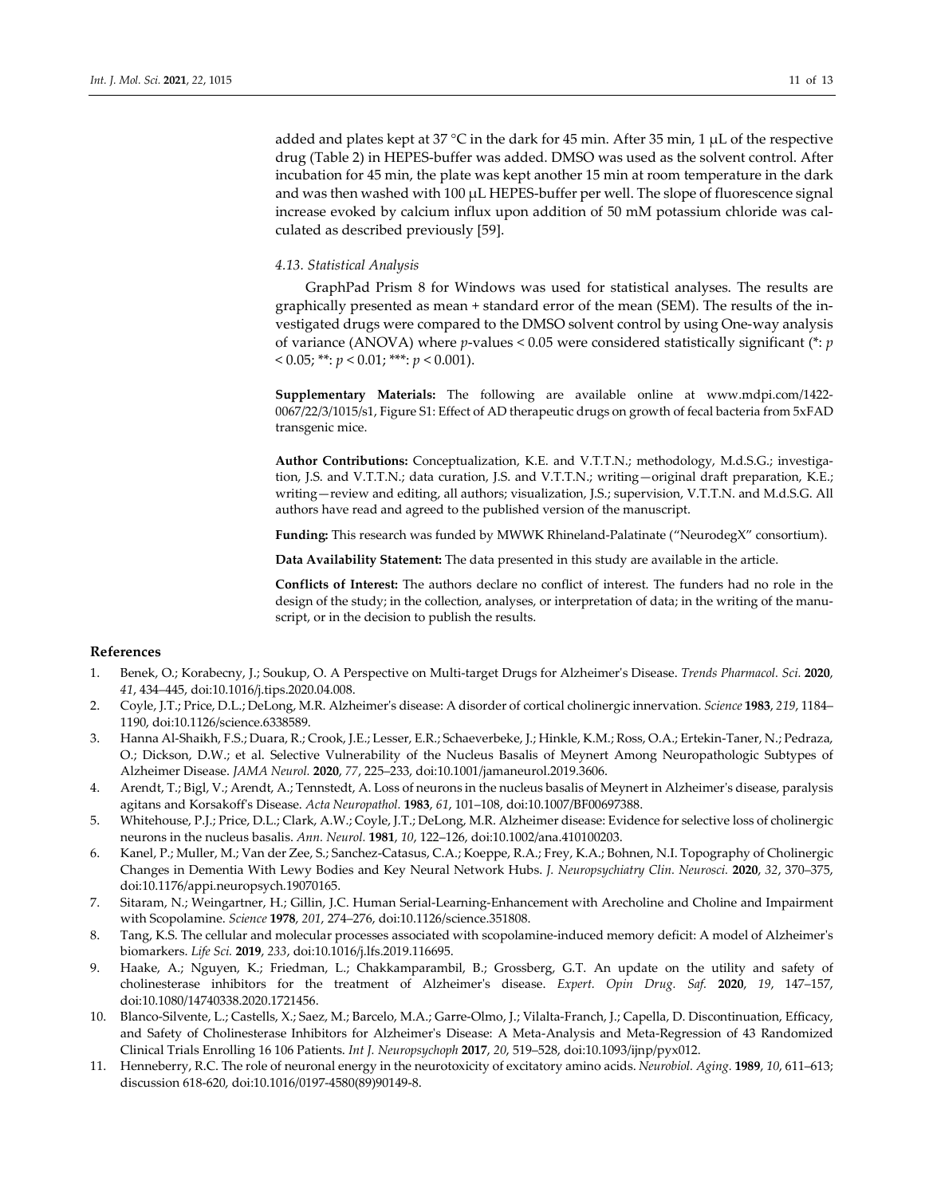added and plates kept at 37 °C in the dark for 45 min. After 35 min, 1 µL of the respective drug (Table 2) in HEPES-buffer was added. DMSO was used as the solvent control. After incubation for 45 min, the plate was kept another 15 min at room temperature in the dark and was then washed with 100 µL HEPES-buffer per well. The slope of fluorescence signal increase evoked by calcium influx upon addition of 50 mM potassium chloride was calculated as described previously [59].

### 4.13. Statistical Analysis

GraphPad Prism 8 for Windows was used for statistical analyses. The results are graphically presented as mean + standard error of the mean (SEM). The results of the investigated drugs were compared to the DMSO solvent control by using One-way analysis of variance (ANOVA) where $p$-values < 0.05 were considered statistically significant (*: $p < 0.05$; **: $p < 0.01$; ***: $p < 0.001$).

**Supplementary Materials:** The following are available online at www.mdpi.com/1422-0067/22/3/1015/s1, Figure S1: Effect of AD therapeutic drugs on growth of fecal bacteria from 5xFAD transgenic mice.

**Author Contributions:** Conceptualization, K.E. and V.T.T.N.; methodology, M.d.S.G.; investigation, J.S. and V.T.T.N.; data curation, J.S. and V.T.T.N.; writing—original draft preparation, K.E.; writing—review and editing, all authors; visualization, J.S.; supervision, V.T.T.N. and M.d.S.G. All authors have read and agreed to the published version of the manuscript.

**Funding:** This research was funded by MWWK Rhineland-Palatinate ("NeurodegX" consortium).

**Data Availability Statement:** The data presented in this study are available in the article.

**Conflicts of Interest:** The authors declare no conflict of interest. The funders had no role in the design of the study; in the collection, analyses, or interpretation of data; in the writing of the manuscript, or in the decision to publish the results.

## References

1. Benek, O.; Korabecny, J.; Soukup, O. A Perspective on Multi-target Drugs for Alzheimer's Disease. *Trends Pharmacol. Sci.* **2020**, *41*, 434–445, doi:10.1016/j.tips.2020.04.008.
2. Coyle, J.T.; Price, D.L.; DeLong, M.R. Alzheimer's disease: A disorder of cortical cholinergic innervation. *Science* **1983**, *219*, 1184–1190, doi:10.1126/science.6338589.
3. Hanna Al-Shaikh, F.S.; Duara, R.; Crook, J.E.; Lesser, E.R.; Schaeverbeke, J.; Hinkle, K.M.; Ross, O.A.; Ertekin-Taner, N.; Pedraza, O.; Dickson, D.W.; et al. Selective Vulnerability of the Nucleus Basalis of Meynert Among Neuropathologic Subtypes of Alzheimer Disease. *JAMA Neurol.* **2020**, *77*, 225–233, doi:10.1001/jamaneurol.2019.3606.
4. Arendt, T.; Bigl, V.; Arendt, A.; Tennstedt, A. Loss of neurons in the nucleus basalis of Meynert in Alzheimer's disease, paralysis agitans and Korsakoff's Disease. *Acta Neuropathol.* **1983**, *61*, 101–108, doi:10.1007/BF00697388.
5. Whitehouse, P.J.; Price, D.L.; Clark, A.W.; Coyle, J.T.; DeLong, M.R. Alzheimer disease: Evidence for selective loss of cholinergic neurons in the nucleus basalis. *Ann. Neurol.* **1981**, *10*, 122–126, doi:10.1002/ana.410100203.
6. Kanel, P.; Muller, M.; Van der Zee, S.; Sanchez-Catasus, C.A.; Koeppe, R.A.; Frey, K.A.; Bohnen, N.I. Topography of Cholinergic Changes in Dementia With Lewy Bodies and Key Neural Network Hubs. *J. Neuropsychiatry Clin. Neurosci.* **2020**, *32*, 370–375, doi:10.1176/appi.neuropsych.19070165.
7. Sitaram, N.; Weingartner, H.; Gillin, J.C. Human Serial-Learning-Enhancement with Arecholine and Choline and Impairment with Scopolamine. *Science* **1978**, *201*, 274–276, doi:10.1126/science.351808.
8. Tang, K.S. The cellular and molecular processes associated with scopolamine-induced memory deficit: A model of Alzheimer's biomarkers. *Life Sci.* **2019**, *233*, doi:10.1016/j.lfs.2019.116695.
9. Haake, A.; Nguyen, K.; Friedman, L.; Chakkamparambil, B.; Grossberg, G.T. An update on the utility and safety of cholinesterase inhibitors for the treatment of Alzheimer's disease. *Expert. Opin Drug. Saf.* **2020**, *19*, 147–157, doi:10.1080/14740338.2020.1721456.
10. Blanco-Silvente, L.; Castells, X.; Saez, M.; Barcelo, M.A.; Garre-Olmo, J.; Vilalta-Franch, J.; Capella, D. Discontinuation, Efficacy, and Safety of Cholinesterase Inhibitors for Alzheimer's Disease: A Meta-Analysis and Meta-Regression of 43 Randomized Clinical Trials Enrolling 16 106 Patients. *Int J. Neuropsychoph* **2017**, *20*, 519–528, doi:10.1093/ijnp/pyx012.
11. Henneberry, R.C. The role of neuronal energy in the neurotoxicity of excitatory amino acids. *Neurobiol. Aging.* **1989**, *10*, 611–613; discussion 618-620, doi:10.1016/0197-4580(89)90149-8.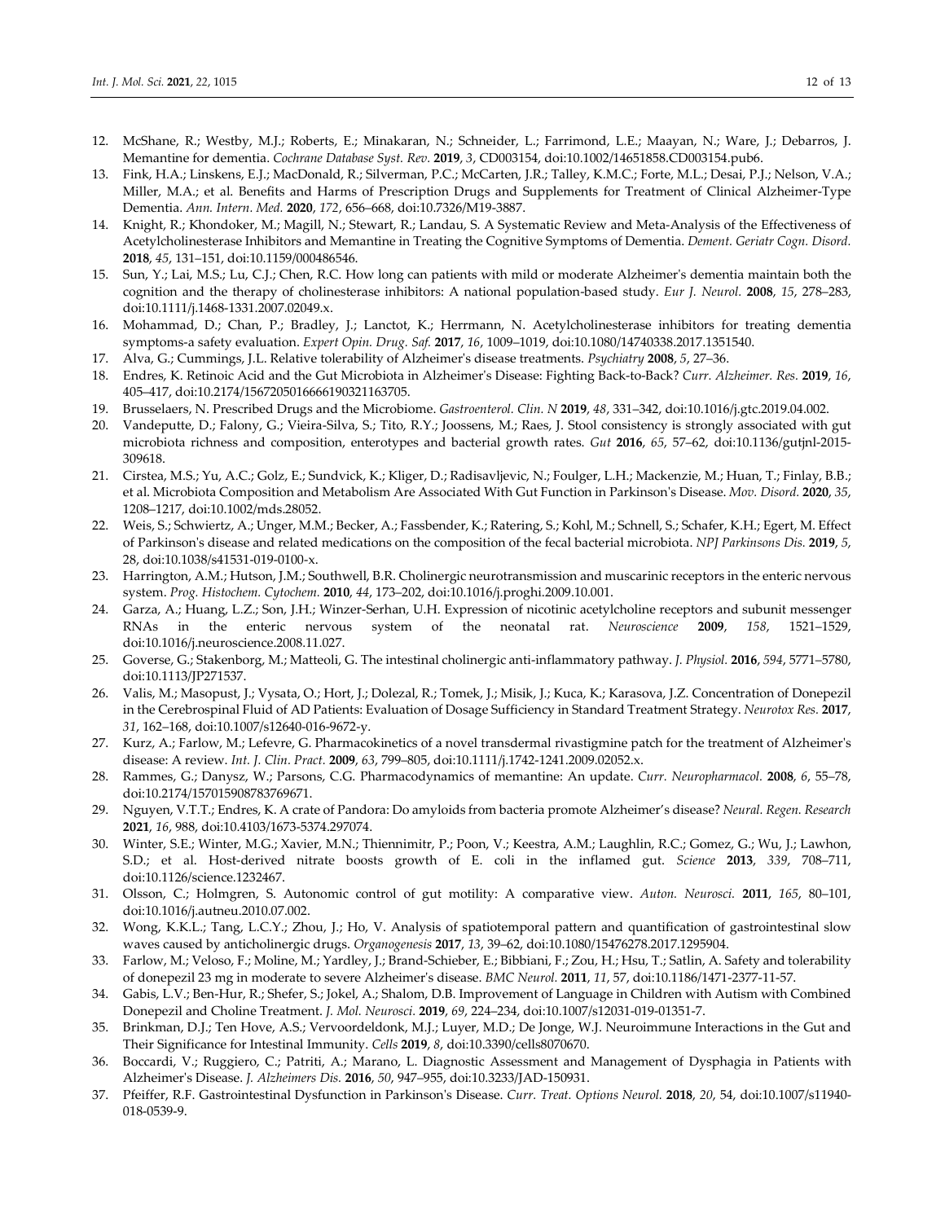12. McShane, R.; Westby, M.J.; Roberts, E.; Minakaran, N.; Schneider, L.; Farrimond, L.E.; Maayan, N.; Ware, J.; Debarros, J. Memantine for dementia. *Cochrane Database Syst. Rev.* **2019**, *3*, CD003154, doi:10.1002/14651858.CD003154.pub6.
13. Fink, H.A.; Linskens, E.J.; MacDonald, R.; Silverman, P.C.; McCarten, J.R.; Talley, K.M.C.; Forte, M.L.; Desai, P.J.; Nelson, V.A.; Miller, M.A.; et al. Benefits and Harms of Prescription Drugs and Supplements for Treatment of Clinical Alzheimer-Type Dementia. *Ann. Intern. Med.* **2020**, *172*, 656–668, doi:10.7326/M19-3887.
14. Knight, R.; Khondoker, M.; Magill, N.; Stewart, R.; Landau, S. A Systematic Review and Meta-Analysis of the Effectiveness of Acetylcholinesterase Inhibitors and Memantine in Treating the Cognitive Symptoms of Dementia. *Dement. Geriatr Cogn. Disord.* **2018**, *45*, 131–151, doi:10.1159/000486546.
15. Sun, Y.; Lai, M.S.; Lu, C.J.; Chen, R.C. How long can patients with mild or moderate Alzheimer's dementia maintain both the cognition and the therapy of cholinesterase inhibitors: A national population-based study. *Eur J. Neurol.* **2008**, *15*, 278–283, doi:10.1111/j.1468-1331.2007.02049.x.
16. Mohammad, D.; Chan, P.; Bradley, J.; Lanctot, K.; Herrmann, N. Acetylcholinesterase inhibitors for treating dementia symptoms-a safety evaluation. *Expert Opin. Drug. Saf.* **2017**, *16*, 1009–1019, doi:10.1080/14740338.2017.1351540.
17. Alva, G.; Cummings, J.L. Relative tolerability of Alzheimer's disease treatments. *Psychiatry* **2008**, *5*, 27–36.
18. Endres, K. Retinoic Acid and the Gut Microbiota in Alzheimer's Disease: Fighting Back-to-Back? *Curr. Alzheimer. Res.* **2019**, *16*, 405–417, doi:10.2174/1567205016666190321163705.
19. Brusselaers, N. Prescribed Drugs and the Microbiome. *Gastroenterol. Clin. N* **2019**, *48*, 331–342, doi:10.1016/j.gtc.2019.04.002.
20. Vandeputte, D.; Falony, G.; Vieira-Silva, S.; Tito, R.Y.; Joossens, M.; Raes, J. Stool consistency is strongly associated with gut microbiota richness and composition, enterotypes and bacterial growth rates. *Gut* **2016**, *65*, 57–62, doi:10.1136/gutjnl-2015-309618.
21. Cirstea, M.S.; Yu, A.C.; Golz, E.; Sundvick, K.; Kliger, D.; Radisavljevic, N.; Foulger, L.H.; Mackenzie, M.; Huan, T.; Finlay, B.B.; et al. Microbiota Composition and Metabolism Are Associated With Gut Function in Parkinson's Disease. *Mov. Disord.* **2020**, *35*, 1208–1217, doi:10.1002/mds.28052.
22. Weis, S.; Schwiertz, A.; Unger, M.M.; Becker, A.; Fassbender, K.; Ratering, S.; Kohl, M.; Schnell, S.; Schafer, K.H.; Egert, M. Effect of Parkinson's disease and related medications on the composition of the fecal bacterial microbiota. *NPJ Parkinsons Dis.* **2019**, *5*, 28, doi:10.1038/s41531-019-0100-x.
23. Harrington, A.M.; Hutson, J.M.; Southwell, B.R. Cholinergic neurotransmission and muscarinic receptors in the enteric nervous system. *Prog. Histochem. Cytochem.* **2010**, *44*, 173–202, doi:10.1016/j.proghi.2009.10.001.
24. Garza, A.; Huang, L.Z.; Son, J.H.; Winzer-Serhan, U.H. Expression of nicotinic acetylcholine receptors and subunit messenger RNAs in the enteric nervous system of the neonatal rat. *Neuroscience* **2009**, *158*, 1521–1529, doi:10.1016/j.neuroscience.2008.11.027.
25. Goverse, G.; Stakenborg, M.; Matteoli, G. The intestinal cholinergic anti-inflammatory pathway. *J. Physiol.* **2016**, *594*, 5771–5780, doi:10.1113/JP271537.
26. Valis, M.; Masopust, J.; Vysata, O.; Hort, J.; Dolezal, R.; Tomek, J.; Misik, J.; Kuca, K.; Karasova, J.Z. Concentration of Donepezil in the Cerebrospinal Fluid of AD Patients: Evaluation of Dosage Sufficiency in Standard Treatment Strategy. *Neurotox Res.* **2017**, *31*, 162–168, doi:10.1007/s12640-016-9672-y.
27. Kurz, A.; Farlow, M.; Lefevre, G. Pharmacokinetics of a novel transdermal rivastigmine patch for the treatment of Alzheimer's disease: A review. *Int. J. Clin. Pract.* **2009**, *63*, 799–805, doi:10.1111/j.1742-1241.2009.02052.x.
28. Rammes, G.; Danysz, W.; Parsons, C.G. Pharmacodynamics of memantine: An update. *Curr. Neuropharmacol.* **2008**, *6*, 55–78, doi:10.2174/157015908783769671.
29. Nguyen, V.T.T.; Endres, K. A crate of Pandora: Do amyloids from bacteria promote Alzheimer's disease? *Neural. Regen. Research* **2021**, *16*, 988, doi:10.4103/1673-5374.297074.
30. Winter, S.E.; Winter, M.G.; Xavier, M.N.; Thiennimitr, P.; Poon, V.; Keestra, A.M.; Laughlin, R.C.; Gomez, G.; Wu, J.; Lawhon, S.D.; et al. Host-derived nitrate boosts growth of E. coli in the inflamed gut. *Science* **2013**, *339*, 708–711, doi:10.1126/science.1232467.
31. Olsson, C.; Holmgren, S. Autonomic control of gut motility: A comparative view. *Auton. Neurosci.* **2011**, *165*, 80–101, doi:10.1016/j.autneu.2010.07.002.
32. Wong, K.K.L.; Tang, L.C.Y.; Zhou, J.; Ho, V. Analysis of spatiotemporal pattern and quantification of gastrointestinal slow waves caused by anticholinergic drugs. *Organogenesis* **2017**, *13*, 39–62, doi:10.1080/15476278.2017.1295904.
33. Farlow, M.; Veloso, F.; Moline, M.; Yardley, J.; Brand-Schieber, E.; Bibbiani, F.; Zou, H.; Hsu, T.; Satlin, A. Safety and tolerability of donepezil 23 mg in moderate to severe Alzheimer's disease. *BMC Neurol.* **2011**, *11*, 57, doi:10.1186/1471-2377-11-57.
34. Gabis, L.V.; Ben-Hur, R.; Shefer, S.; Jokel, A.; Shalom, D.B. Improvement of Language in Children with Autism with Combined Donepezil and Choline Treatment. *J. Mol. Neurosci.* **2019**, *69*, 224–234, doi:10.1007/s12031-019-01351-7.
35. Brinkman, D.J.; Ten Hove, A.S.; Vervoordeldonk, M.J.; Luyer, M.D.; De Jonge, W.J. Neuroimmune Interactions in the Gut and Their Significance for Intestinal Immunity. *Cells* **2019**, *8*, doi:10.3390/cells8070670.
36. Boccardi, V.; Ruggiero, C.; Patriti, A.; Marano, L. Diagnostic Assessment and Management of Dysphagia in Patients with Alzheimer's Disease. *J. Alzheimers Dis.* **2016**, *50*, 947–955, doi:10.3233/JAD-150931.
37. Pfeiffer, R.F. Gastrointestinal Dysfunction in Parkinson's Disease. *Curr. Treat. Options Neurol.* **2018**, *20*, 54, doi:10.1007/s11940-018-0539-9.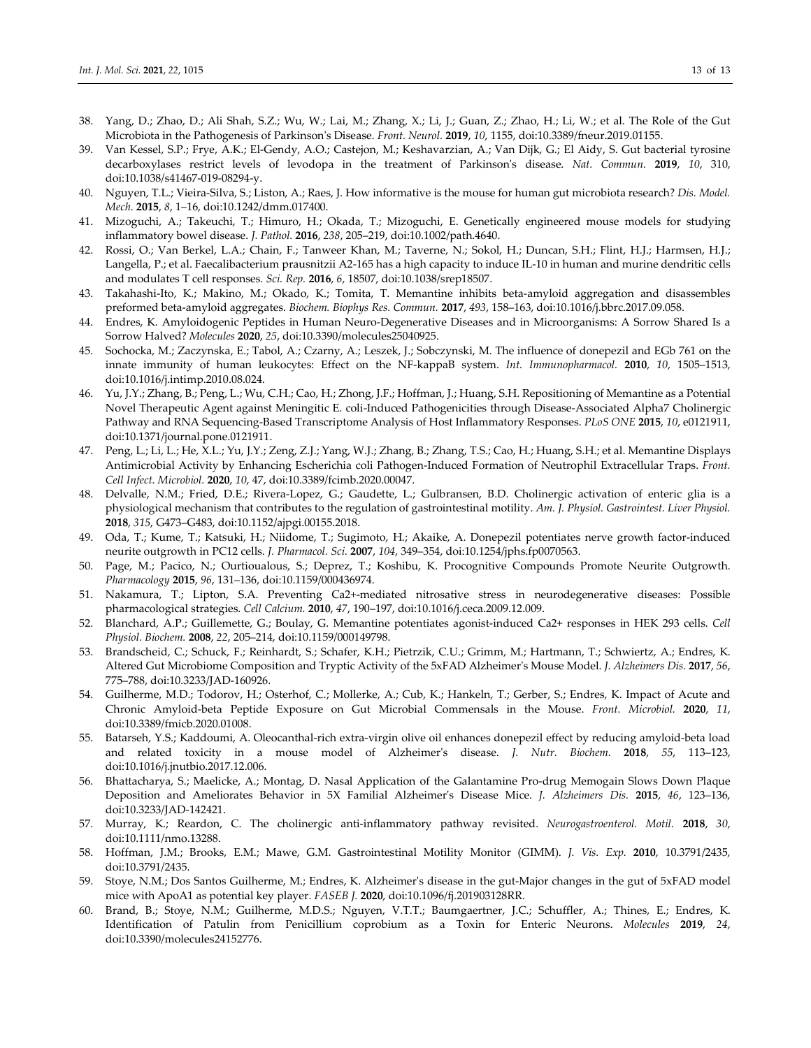38. Yang, D.; Zhao, D.; Ali Shah, S.Z.; Wu, W.; Lai, M.; Zhang, X.; Li, J.; Guan, Z.; Zhao, H.; Li, W.; et al. The Role of the Gut Microbiota in the Pathogenesis of Parkinson's Disease. *Front. Neurol.* **2019**, *10*, 1155, doi:10.3389/fneur.2019.01155.
39. Van Kessel, S.P.; Frye, A.K.; El-Gendy, A.O.; Castejon, M.; Keshavarzian, A.; Van Dijk, G.; El Aidy, S. Gut bacterial tyrosine decarboxylases restrict levels of levodopa in the treatment of Parkinson's disease. *Nat. Commun.* **2019**, *10*, 310, doi:10.1038/s41467-019-08294-y.
40. Nguyen, T.L.; Vieira-Silva, S.; Liston, A.; Raes, J. How informative is the mouse for human gut microbiota research? *Dis. Model. Mech.* **2015**, *8*, 1–16, doi:10.1242/dmm.017400.
41. Mizoguchi, A.; Takeuchi, T.; Himuro, H.; Okada, T.; Mizoguchi, E. Genetically engineered mouse models for studying inflammatory bowel disease. *J. Pathol.* **2016**, *238*, 205–219, doi:10.1002/path.4640.
42. Rossi, O.; Van Berkel, L.A.; Chain, F.; Tanweer Khan, M.; Taverne, N.; Sokol, H.; Duncan, S.H.; Flint, H.J.; Harmsen, H.J.; Langella, P.; et al. Faecalibacterium prausnitzii A2-165 has a high capacity to induce IL-10 in human and murine dendritic cells and modulates T cell responses. *Sci. Rep.* **2016**, *6*, 18507, doi:10.1038/srep18507.
43. Takahashi-Ito, K.; Makino, M.; Okado, K.; Tomita, T. Memantine inhibits beta-amyloid aggregation and disassembles preformed beta-amyloid aggregates. *Biochem. Biophys Res. Commun.* **2017**, *493*, 158–163, doi:10.1016/j.bbrc.2017.09.058.
44. Endres, K. Amyloidogenic Peptides in Human Neuro-Degenerative Diseases and in Microorganisms: A Sorrow Shared Is a Sorrow Halved? *Molecules* **2020**, *25*, doi:10.3390/molecules25040925.
45. Sochocka, M.; Zaczynska, E.; Tabol, A.; Czarny, A.; Leszek, J.; Sobczynski, M. The influence of donepezil and EGb 761 on the innate immunity of human leukocytes: Effect on the NF-kappaB system. *Int. Immunopharmacol.* **2010**, *10*, 1505–1513, doi:10.1016/j.intimp.2010.08.024.
46. Yu, J.Y.; Zhang, B.; Peng, L.; Wu, C.H.; Cao, H.; Zhong, J.F.; Hoffman, J.; Huang, S.H. Repositioning of Memantine as a Potential Novel Therapeutic Agent against Meningitic E. coli-Induced Pathogenicities through Disease-Associated Alpha7 Cholinergic Pathway and RNA Sequencing-Based Transcriptome Analysis of Host Inflammatory Responses. *PLoS ONE* **2015**, *10*, e0121911, doi:10.1371/journal.pone.0121911.
47. Peng, L.; Li, L.; He, X.L.; Yu, J.Y.; Zeng, Z.J.; Yang, W.J.; Zhang, B.; Zhang, T.S.; Cao, H.; Huang, S.H.; et al. Memantine Displays Antimicrobial Activity by Enhancing Escherichia coli Pathogen-Induced Formation of Neutrophil Extracellular Traps. *Front. Cell Infect. Microbiol.* **2020**, *10*, 47, doi:10.3389/fcimb.2020.00047.
48. Delvalle, N.M.; Fried, D.E.; Rivera-Lopez, G.; Gaudette, L.; Gulbransen, B.D. Cholinergic activation of enteric glia is a physiological mechanism that contributes to the regulation of gastrointestinal motility. *Am. J. Physiol. Gastrointest. Liver Physiol.* **2018**, *315*, G473–G483, doi:10.1152/ajpgi.00155.2018.
49. Oda, T.; Kume, T.; Katsuki, H.; Niidome, T.; Sugimoto, H.; Akaike, A. Donepezil potentiates nerve growth factor-induced neurite outgrowth in PC12 cells. *J. Pharmacol. Sci.* **2007**, *104*, 349–354, doi:10.1254/jphs.fp0070563.
50. Page, M.; Pacico, N.; Ourtioualous, S.; Deprez, T.; Koshibu, K. Procognitive Compounds Promote Neurite Outgrowth. *Pharmacology* **2015**, *96*, 131–136, doi:10.1159/000436974.
51. Nakamura, T.; Lipton, S.A. Preventing Ca2+-mediated nitrosative stress in neurodegenerative diseases: Possible pharmacological strategies. *Cell Calcium.* **2010**, *47*, 190–197, doi:10.1016/j.ceca.2009.12.009.
52. Blanchard, A.P.; Guillemette, G.; Boulay, G. Memantine potentiates agonist-induced Ca2+ responses in HEK 293 cells. *Cell Physiol. Biochem.* **2008**, *22*, 205–214, doi:10.1159/000149798.
53. Brandscheid, C.; Schuck, F.; Reinhardt, S.; Schafer, K.H.; Pietrzik, C.U.; Grimm, M.; Hartmann, T.; Schwiertz, A.; Endres, K. Altered Gut Microbiome Composition and Tryptic Activity of the 5xFAD Alzheimer's Mouse Model. *J. Alzheimers Dis.* **2017**, *56*, 775–788, doi:10.3233/JAD-160926.
54. Guilherme, M.D.; Todorov, H.; Osterhof, C.; Mollerke, A.; Cub, K.; Hankeln, T.; Gerber, S.; Endres, K. Impact of Acute and Chronic Amyloid-beta Peptide Exposure on Gut Microbial Commensals in the Mouse. *Front. Microbiol.* **2020**, *11*, doi:10.3389/fmicb.2020.01008.
55. Batarseh, Y.S.; Kaddoumi, A. Oleocanthal-rich extra-virgin olive oil enhances donepezil effect by reducing amyloid-beta load and related toxicity in a mouse model of Alzheimer's disease. *J. Nutr. Biochem.* **2018**, *55*, 113–123, doi:10.1016/j.jnutbio.2017.12.006.
56. Bhattacharya, S.; Maelicke, A.; Montag, D. Nasal Application of the Galantamine Pro-drug Memogain Slows Down Plaque Deposition and Ameliorates Behavior in 5X Familial Alzheimer's Disease Mice. *J. Alzheimers Dis.* **2015**, *46*, 123–136, doi:10.3233/JAD-142421.
57. Murray, K.; Reardon, C. The cholinergic anti-inflammatory pathway revisited. *Neurogastroenterol. Motil.* **2018**, *30*, doi:10.1111/nmo.13288.
58. Hoffman, J.M.; Brooks, E.M.; Mawe, G.M. Gastrointestinal Motility Monitor (GIMM). *J. Vis. Exp.* **2010**, 10.3791/2435, doi:10.3791/2435.
59. Stoye, N.M.; Dos Santos Guilherme, M.; Endres, K. Alzheimer's disease in the gut-Major changes in the gut of 5xFAD model mice with ApoA1 as potential key player. *FASEB J.* **2020**, doi:10.1096/fj.201903128RR.
60. Brand, B.; Stoye, N.M.; Guilherme, M.D.S.; Nguyen, V.T.T.; Baumgaertner, J.C.; Schuffler, A.; Thines, E.; Endres, K. Identification of Patulin from Penicillium coprobium as a Toxin for Enteric Neurons. *Molecules* **2019**, *24*, doi:10.3390/molecules24152776.